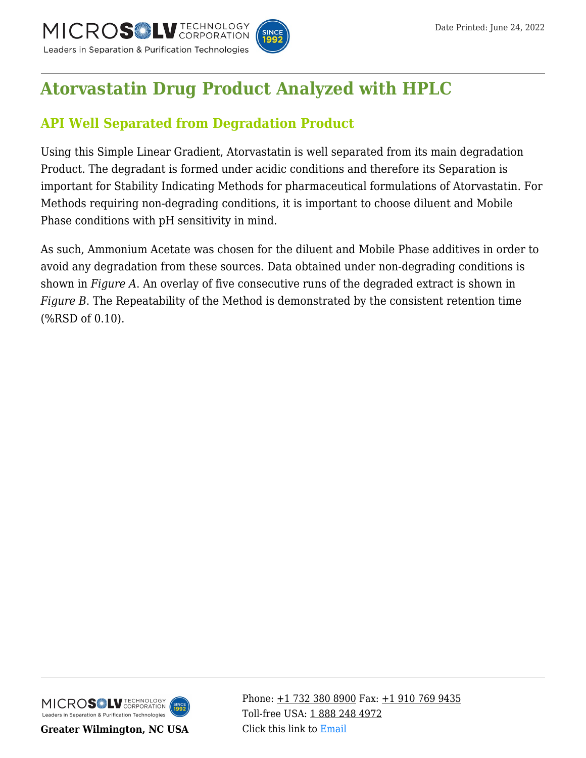# Atorvastatin Drug Product Analyzed with HPLC

## API Well Separated from Degradation Product

Using this Simple Linear Gradient, Atorvastatin is well separated from its main degradation Product. The degradant is formed under acidic conditions and therefore its Separation is important for Stability Indicating Methods for pharmaceutical formulations of Atorvastatin. For Methods requiring non-degrading conditions, it is important to choose diluent and Mobile Phase conditions with pH sensitivity in mind.

As such, Ammonium Acetate was chosen for the diluent and Mobile Phase additives in order to avoid any degradation from these sources. Data obtained under non-degrading conditions is shown in *Figure A*. An overlay of five consecutive runs of the degraded extract is shown in *Figure B*. The Repeatability of the Method is demonstrated by the consistent retention time (%RSD of 0.10).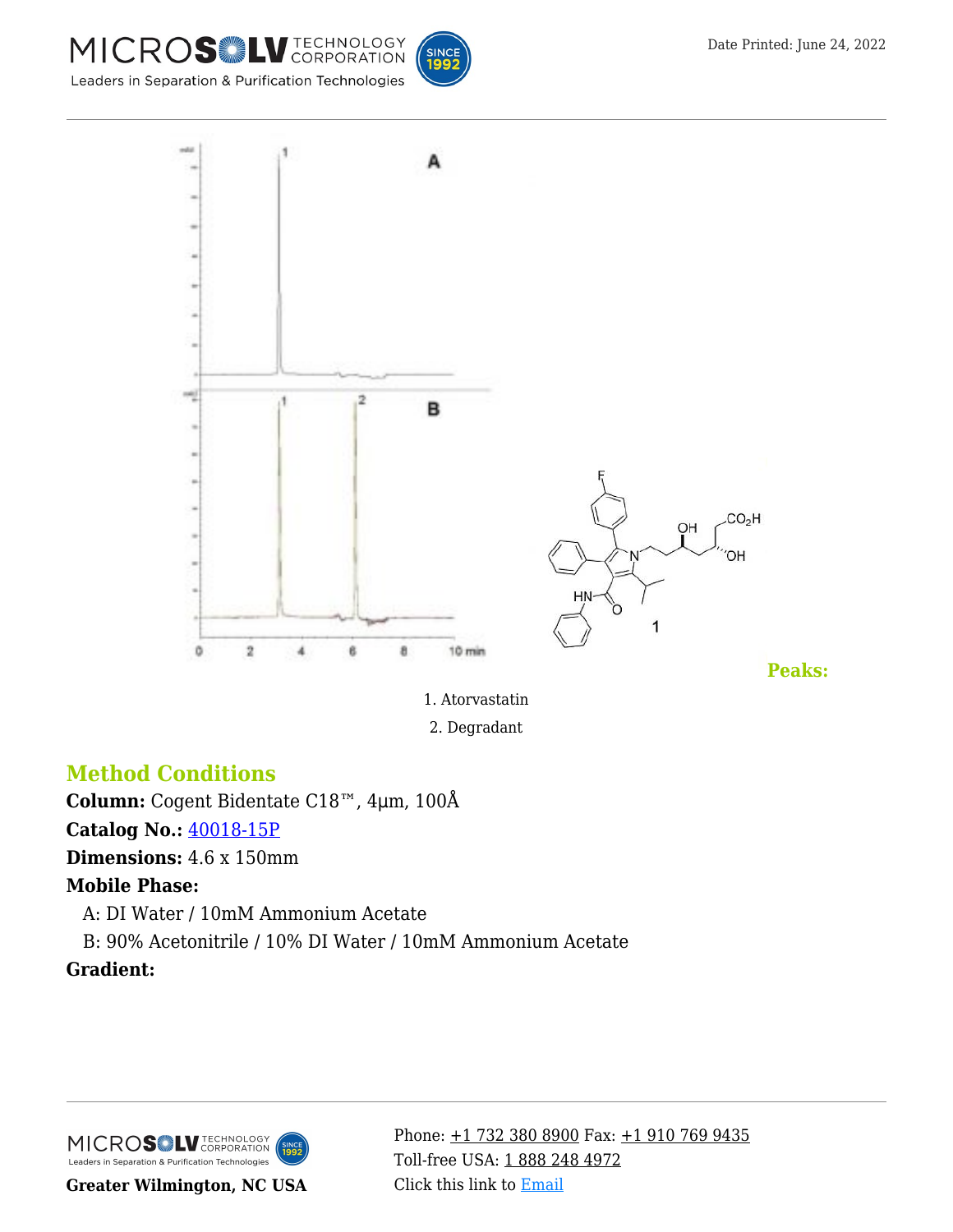**Peaks:**

1. Atorvastatin
2. Degradant

## Method Conditions

**Column:** Cogent Bidentate C18™, 4µm, 100Å

**Catalog No.:** 40018-15P

**Dimensions:** 4.6 x 150mm

**Mobile Phase:**

A: DI Water / 10mM Ammonium Acetate

B: 90% Acetonitrile / 10% DI Water / 10mM Ammonium Acetate

**Gradient:**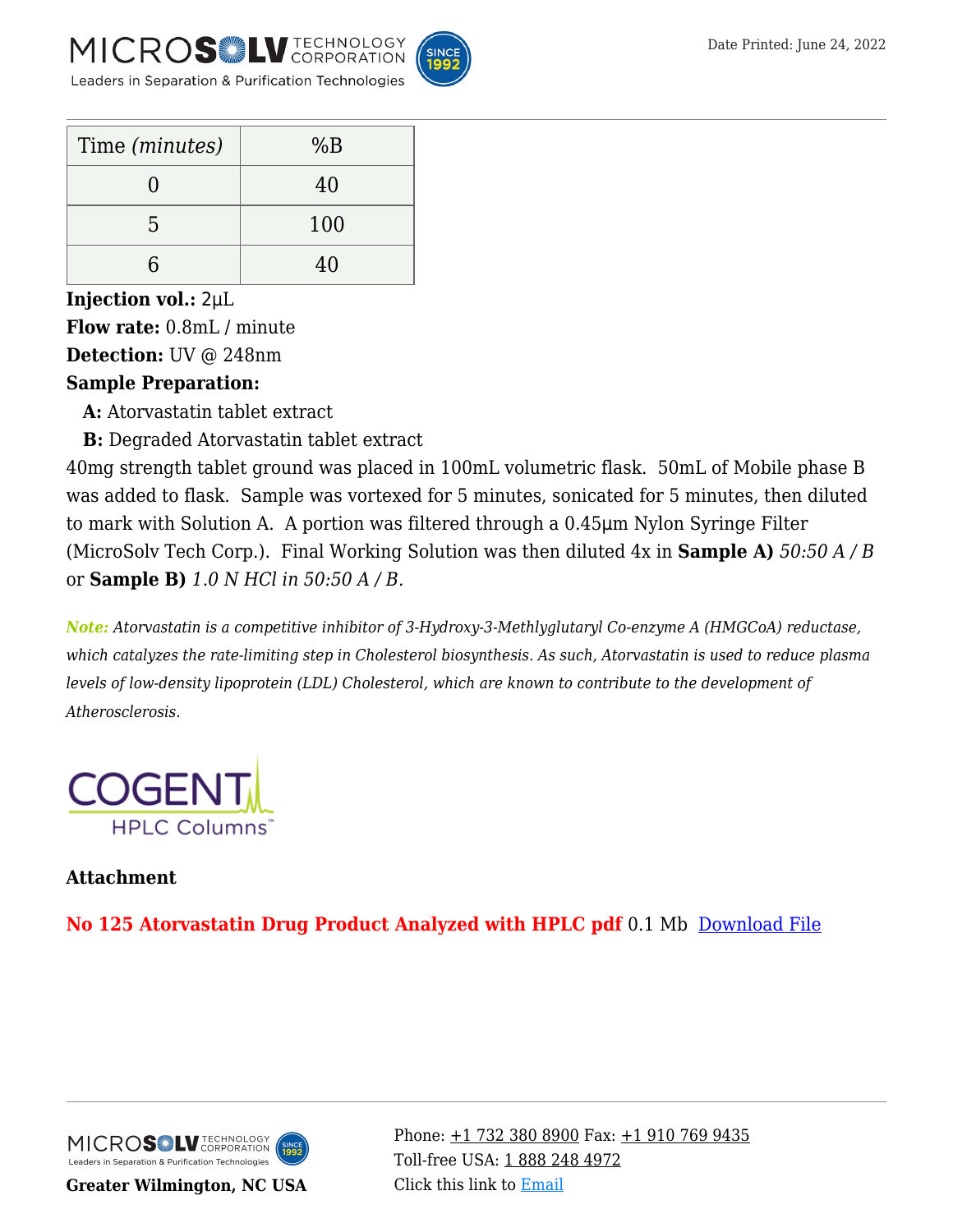| Time *(minutes)* | %B |
| --- | --- |
| 0 | 40 |
| 5 | 100 |
| 6 | 40 |

**Injection vol.:** 2µL
**Flow rate:** 0.8mL / minute
**Detection:** UV @ 248nm
**Sample Preparation:**

**A:** Atorvastatin tablet extract
**B:** Degraded Atorvastatin tablet extract

40mg strength tablet ground was placed in 100mL volumetric flask. 50mL of Mobile phase B was added to flask. Sample was vortexed for 5 minutes, sonicated for 5 minutes, then diluted to mark with Solution A. A portion was filtered through a 0.45µm Nylon Syringe Filter (MicroSolv Tech Corp.). Final Working Solution was then diluted 4x in **Sample A)** *50:50 A / B* or **Sample B)** *1.0 N HCl in 50:50 A / B.*

***Note:*** *Atorvastatin is a competitive inhibitor of 3-Hydroxy-3-Methlyglutaryl Co-enzyme A (HMGCoA) reductase, which catalyzes the rate-limiting step in Cholesterol biosynthesis. As such, Atorvastatin is used to reduce plasma levels of low-density lipoprotein (LDL) Cholesterol, which are known to contribute to the development of Atherosclerosis.*

**Attachment**

**No 125 Atorvastatin Drug Product Analyzed with HPLC pdf** 0.1 Mb [Download File]

Greater Wilmington, NC USA

Phone: +1 732 380 8900 Fax: +1 910 769 9435
Toll-free USA: 1 888 248 4972
Click this link to [Email]